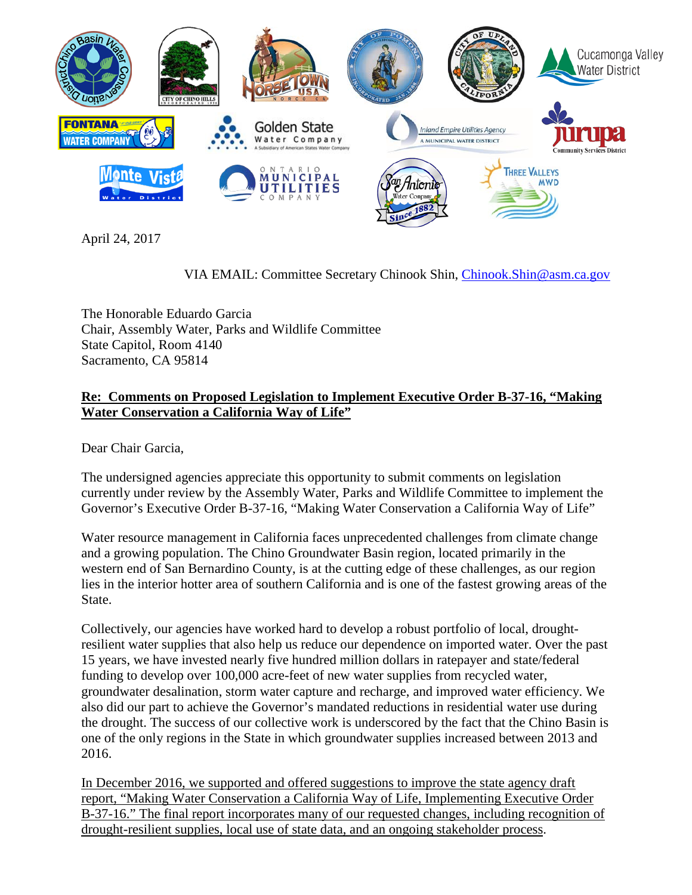April 24, 2017

VIA EMAIL: Committee Secretary Chinook Shin, Chinook.Shin@asm.ca.gov

The Honorable Eduardo Garcia
Chair, Assembly Water, Parks and Wildlife Committee
State Capitol, Room 4140
Sacramento, CA 95814

**Re: Comments on Proposed Legislation to Implement Executive Order B-37-16, "Making Water Conservation a California Way of Life"**

Dear Chair Garcia,

The undersigned agencies appreciate this opportunity to submit comments on legislation currently under review by the Assembly Water, Parks and Wildlife Committee to implement the Governor's Executive Order B-37-16, "Making Water Conservation a California Way of Life"

Water resource management in California faces unprecedented challenges from climate change and a growing population. The Chino Groundwater Basin region, located primarily in the western end of San Bernardino County, is at the cutting edge of these challenges, as our region lies in the interior hotter area of southern California and is one of the fastest growing areas of the State.

Collectively, our agencies have worked hard to develop a robust portfolio of local, drought-resilient water supplies that also help us reduce our dependence on imported water. Over the past 15 years, we have invested nearly five hundred million dollars in ratepayer and state/federal funding to develop over 100,000 acre-feet of new water supplies from recycled water, groundwater desalination, storm water capture and recharge, and improved water efficiency. We also did our part to achieve the Governor's mandated reductions in residential water use during the drought. The success of our collective work is underscored by the fact that the Chino Basin is one of the only regions in the State in which groundwater supplies increased between 2013 and 2016.

In December 2016, we supported and offered suggestions to improve the state agency draft report, "Making Water Conservation a California Way of Life, Implementing Executive Order B-37-16." The final report incorporates many of our requested changes, including recognition of drought-resilient supplies, local use of state data, and an ongoing stakeholder process.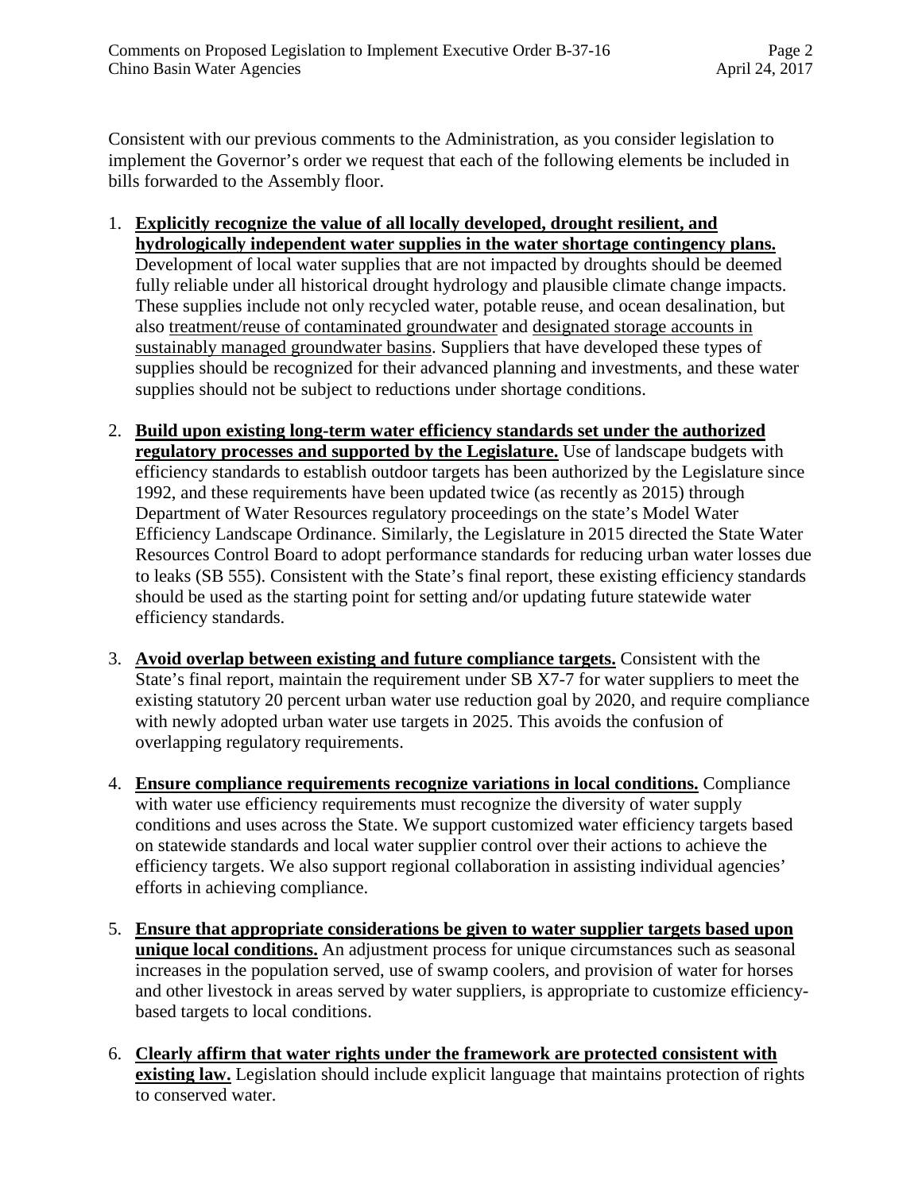Consistent with our previous comments to the Administration, as you consider legislation to implement the Governor's order we request that each of the following elements be included in bills forwarded to the Assembly floor.

1. **<u>Explicitly recognize the value of all locally developed, drought resilient, and hydrologically independent water supplies in the water shortage contingency plans.</u>** Development of local water supplies that are not impacted by droughts should be deemed fully reliable under all historical drought hydrology and plausible climate change impacts. These supplies include not only recycled water, potable reuse, and ocean desalination, but also <u>treatment/reuse of contaminated groundwater</u> and <u>designated storage accounts in sustainably managed groundwater basins</u>. Suppliers that have developed these types of supplies should be recognized for their advanced planning and investments, and these water supplies should not be subject to reductions under shortage conditions.

2. **<u>Build upon existing long-term water efficiency standards set under the authorized regulatory processes and supported by the Legislature.</u>** Use of landscape budgets with efficiency standards to establish outdoor targets has been authorized by the Legislature since 1992, and these requirements have been updated twice (as recently as 2015) through Department of Water Resources regulatory proceedings on the state's Model Water Efficiency Landscape Ordinance. Similarly, the Legislature in 2015 directed the State Water Resources Control Board to adopt performance standards for reducing urban water losses due to leaks (SB 555). Consistent with the State's final report, these existing efficiency standards should be used as the starting point for setting and/or updating future statewide water efficiency standards.

3. **<u>Avoid overlap between existing and future compliance targets.</u>** Consistent with the State's final report, maintain the requirement under SB X7-7 for water suppliers to meet the existing statutory 20 percent urban water use reduction goal by 2020, and require compliance with newly adopted urban water use targets in 2025. This avoids the confusion of overlapping regulatory requirements.

4. **<u>Ensure compliance requirements recognize variations in local conditions.</u>** Compliance with water use efficiency requirements must recognize the diversity of water supply conditions and uses across the State. We support customized water efficiency targets based on statewide standards and local water supplier control over their actions to achieve the efficiency targets. We also support regional collaboration in assisting individual agencies' efforts in achieving compliance.

5. **<u>Ensure that appropriate considerations be given to water supplier targets based upon unique local conditions.</u>** An adjustment process for unique circumstances such as seasonal increases in the population served, use of swamp coolers, and provision of water for horses and other livestock in areas served by water suppliers, is appropriate to customize efficiency-based targets to local conditions.

6. **<u>Clearly affirm that water rights under the framework are protected consistent with existing law.</u>** Legislation should include explicit language that maintains protection of rights to conserved water.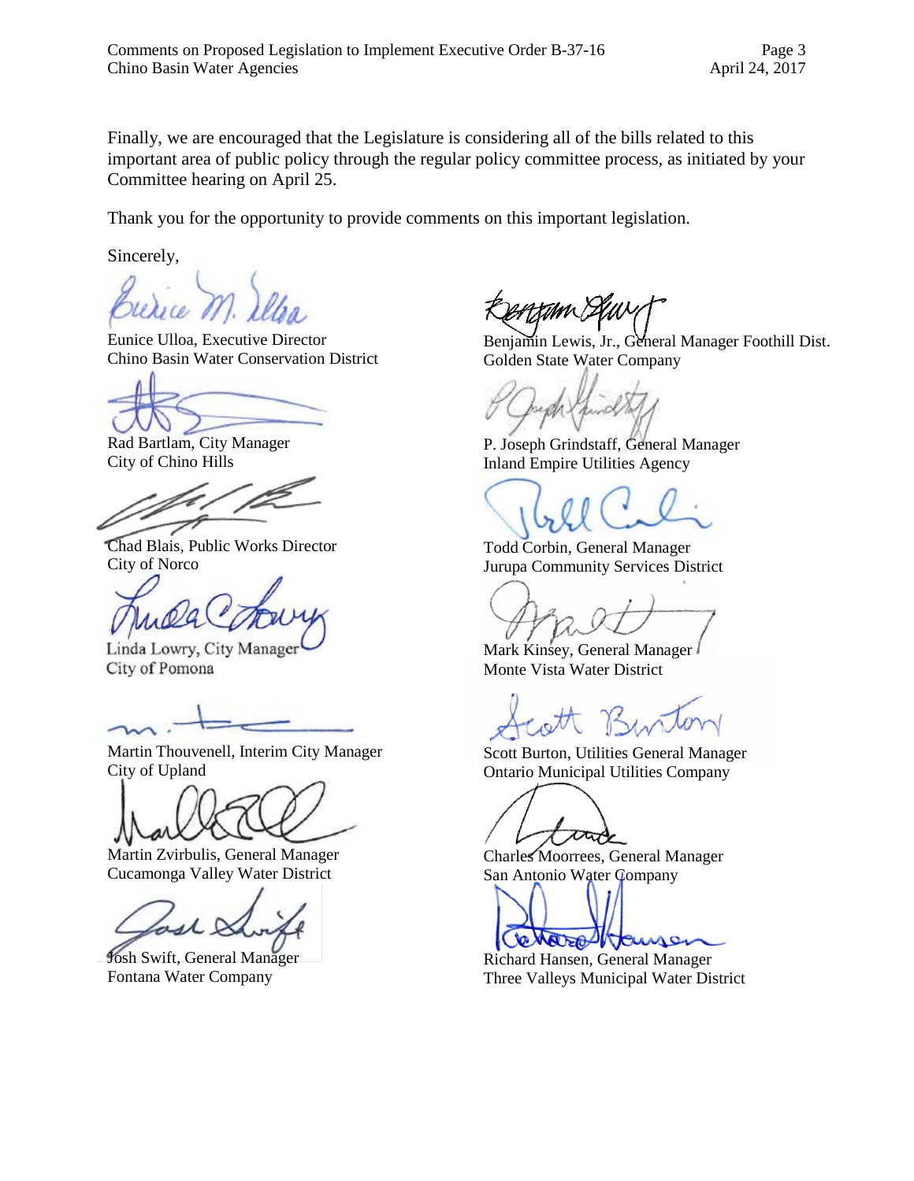Finally, we are encouraged that the Legislature is considering all of the bills related to this important area of public policy through the regular policy committee process, as initiated by your Committee hearing on April 25.

Thank you for the opportunity to provide comments on this important legislation.

Sincerely,

Eunice Ulloa, Executive Director
Chino Basin Water Conservation District

Rad Bartlam, City Manager
City of Chino Hills

Chad Blais, Public Works Director
City of Norco

Linda Lowry, City Manager
City of Pomona

Martin Thouvenell, Interim City Manager
City of Upland

Martin Zvirbulis, General Manager
Cucamonga Valley Water District

Josh Swift, General Manager
Fontana Water Company

Benjamin Lewis, Jr., General Manager Foothill Dist.
Golden State Water Company

P. Joseph Grindstaff, General Manager
Inland Empire Utilities Agency

Todd Corbin, General Manager
Jurupa Community Services District

Mark Kinsey, General Manager
Monte Vista Water District

Scott Burton, Utilities General Manager
Ontario Municipal Utilities Company

Charles Moorrees, General Manager
San Antonio Water Company

Richard Hansen, General Manager
Three Valleys Municipal Water District